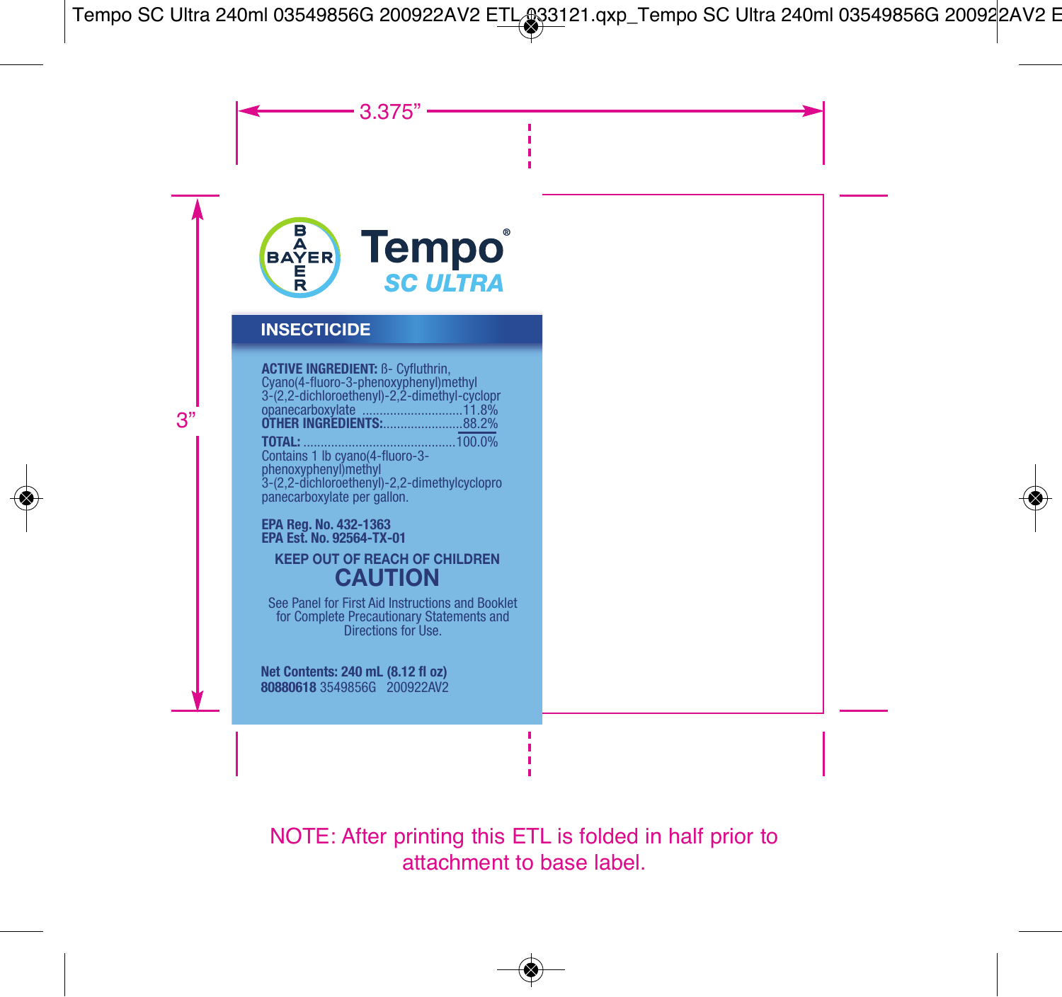BAYER

# Tempo®
## SC ULTRA

### INSECTICIDE

**ACTIVE INGREDIENT:** ß- Cyfluthrin, Cyano(4-fluoro-3-phenoxyphenyl)methyl 3-(2,2-dichloroethenyl)-2,2-dimethyl-cyclopropanecarboxylate ............................11.8%
**OTHER INGREDIENTS:**......................88.2%
**TOTAL:** ............................................100.0%

Contains 1 lb cyano(4-fluoro-3-phenoxyphenyl)methyl 3-(2,2-dichloroethenyl)-2,2-dimethylcyclopropanecarboxylate per gallon.

**EPA Reg. No. 432-1363**
**EPA Est. No. 92564-TX-01**

**KEEP OUT OF REACH OF CHILDREN**

## CAUTION

See Panel for First Aid Instructions and Booklet for Complete Precautionary Statements and Directions for Use.

**Net Contents: 240 mL (8.12 fl oz)**
**80880618** 3549856G 200922AV2

NOTE: After printing this ETL is folded in half prior to attachment to base label.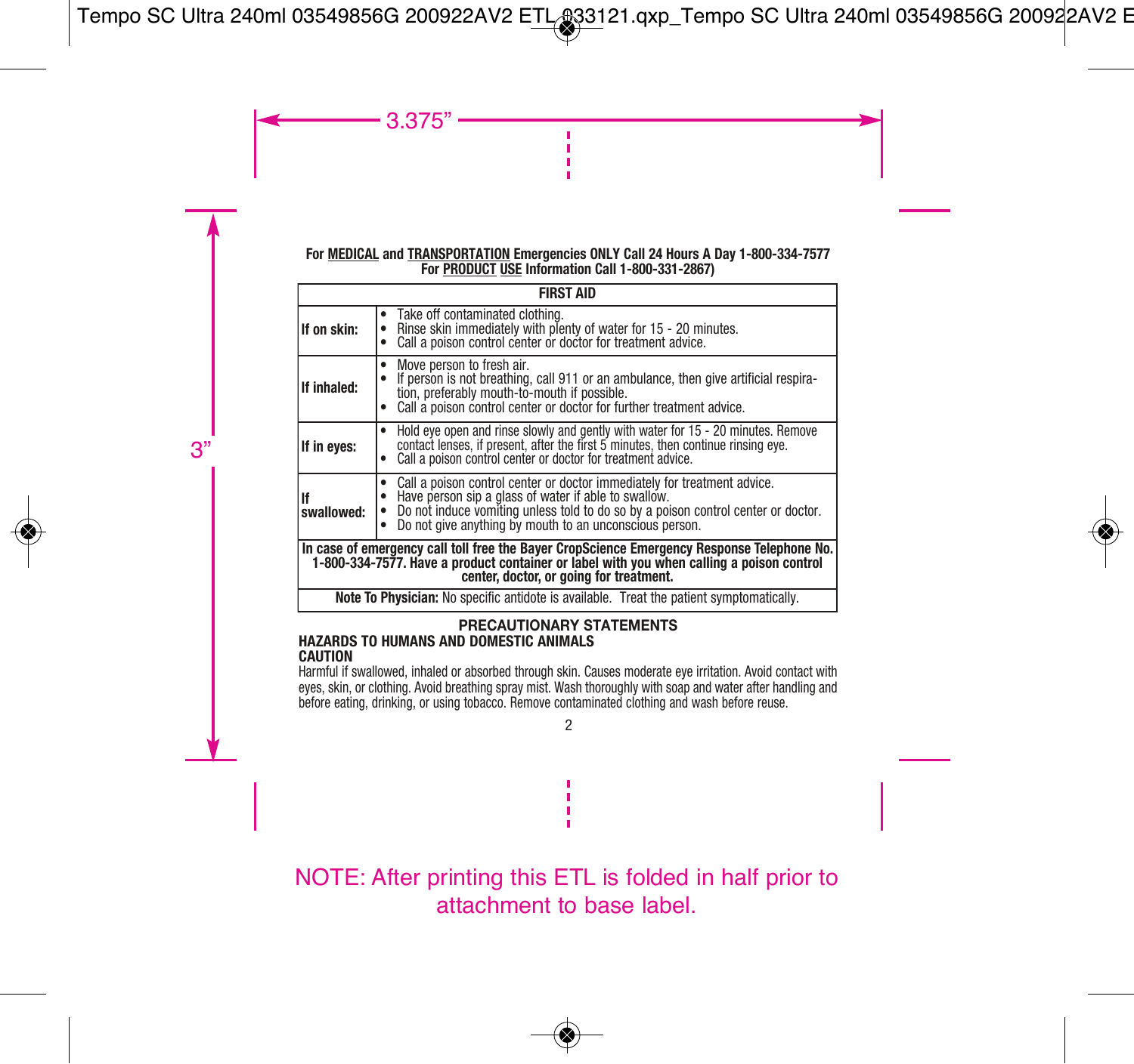**For MEDICAL and TRANSPORTATION Emergencies ONLY Call 24 Hours A Day 1-800-334-7577**
**For PRODUCT USE Information Call 1-800-331-2867)**

| FIRST AID | |
|---|---|
| **If on skin:** | • Take off contaminated clothing.<br>• Rinse skin immediately with plenty of water for 15 - 20 minutes.<br>• Call a poison control center or doctor for treatment advice. |
| **If inhaled:** | • Move person to fresh air.<br>• If person is not breathing, call 911 or an ambulance, then give artificial respiration, preferably mouth-to-mouth if possible.<br>• Call a poison control center or doctor for further treatment advice. |
| **If in eyes:** | • Hold eye open and rinse slowly and gently with water for 15 - 20 minutes. Remove contact lenses, if present, after the first 5 minutes, then continue rinsing eye.<br>• Call a poison control center or doctor for treatment advice. |
| **If swallowed:** | • Call a poison control center or doctor immediately for treatment advice.<br>• Have person sip a glass of water if able to swallow.<br>• Do not induce vomiting unless told to do so by a poison control center or doctor.<br>• Do not give anything by mouth to an unconscious person. |
| **In case of emergency call toll free the Bayer CropScience Emergency Response Telephone No. 1-800-334-7577. Have a product container or label with you when calling a poison control center, doctor, or going for treatment.** | |
| **Note To Physician:** No specific antidote is available. Treat the patient symptomatically. | |

## PRECAUTIONARY STATEMENTS

### HAZARDS TO HUMANS AND DOMESTIC ANIMALS

**CAUTION**

Harmful if swallowed, inhaled or absorbed through skin. Causes moderate eye irritation. Avoid contact with eyes, skin, or clothing. Avoid breathing spray mist. Wash thoroughly with soap and water after handling and before eating, drinking, or using tobacco. Remove contaminated clothing and wash before reuse.

NOTE: After printing this ETL is folded in half prior to attachment to base label.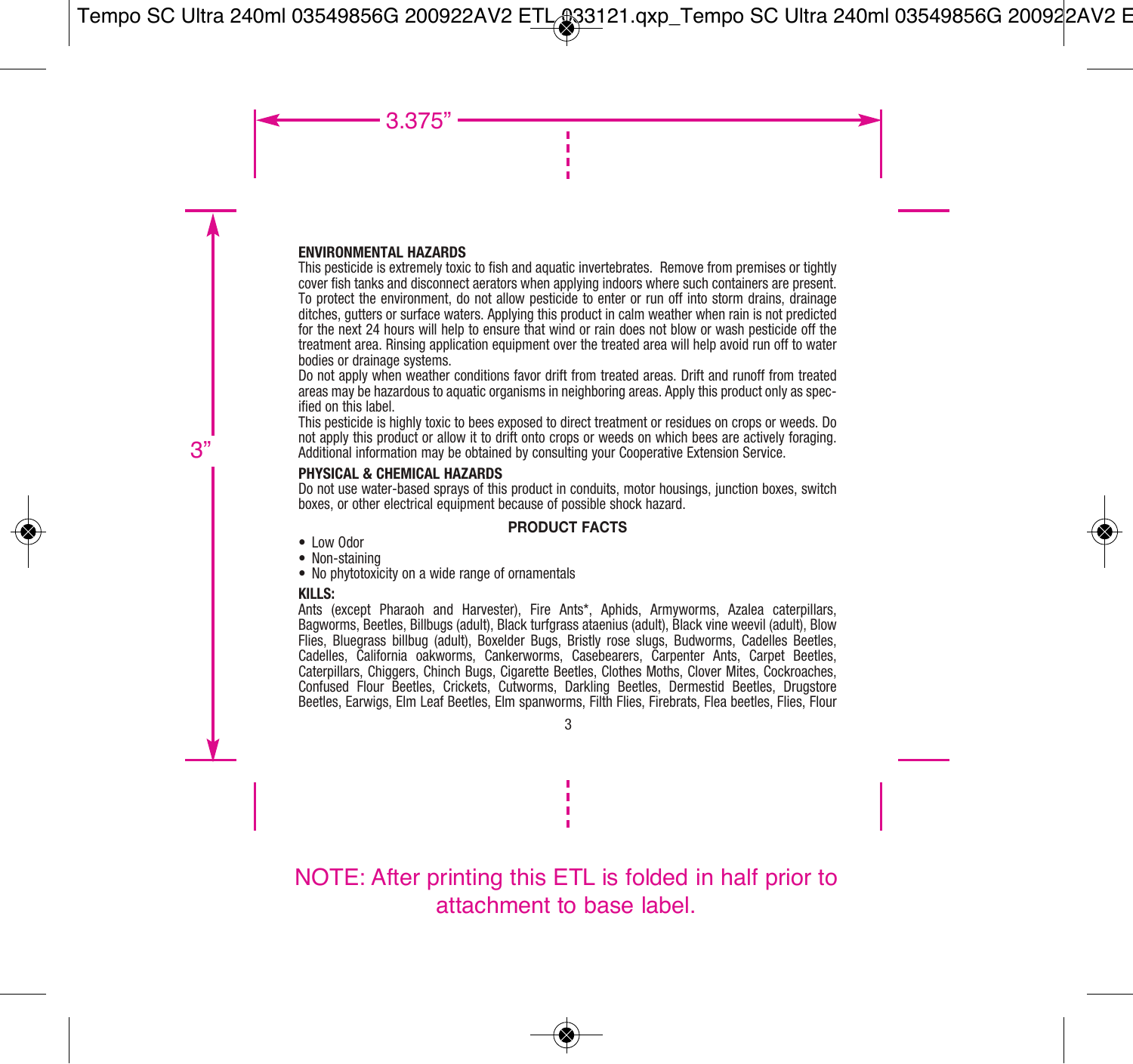**ENVIRONMENTAL HAZARDS**

This pesticide is extremely toxic to fish and aquatic invertebrates. Remove from premises or tightly cover fish tanks and disconnect aerators when applying indoors where such containers are present. To protect the environment, do not allow pesticide to enter or run off into storm drains, drainage ditches, gutters or surface waters. Applying this product in calm weather when rain is not predicted for the next 24 hours will help to ensure that wind or rain does not blow or wash pesticide off the treatment area. Rinsing application equipment over the treated area will help avoid run off to water bodies or drainage systems.

Do not apply when weather conditions favor drift from treated areas. Drift and runoff from treated areas may be hazardous to aquatic organisms in neighboring areas. Apply this product only as specified on this label.

This pesticide is highly toxic to bees exposed to direct treatment or residues on crops or weeds. Do not apply this product or allow it to drift onto crops or weeds on which bees are actively foraging. Additional information may be obtained by consulting your Cooperative Extension Service.

**PHYSICAL & CHEMICAL HAZARDS**

Do not use water-based sprays of this product in conduits, motor housings, junction boxes, switch boxes, or other electrical equipment because of possible shock hazard.

**PRODUCT FACTS**

- Low Odor
- Non-staining
- No phytotoxicity on a wide range of ornamentals

**KILLS:**

Ants (except Pharaoh and Harvester), Fire Ants*, Aphids, Armyworms, Azalea caterpillars, Bagworms, Beetles, Billbugs (adult), Black turfgrass ataenius (adult), Black vine weevil (adult), Blow Flies, Bluegrass billbug (adult), Boxelder Bugs, Bristly rose slugs, Budworms, Cadelles Beetles, Cadelles, California oakworms, Cankerworms, Casebearers, Carpenter Ants, Carpet Beetles, Caterpillars, Chiggers, Chinch Bugs, Cigarette Beetles, Clothes Moths, Clover Mites, Cockroaches, Confused Flour Beetles, Crickets, Cutworms, Darkling Beetles, Dermestid Beetles, Drugstore Beetles, Earwigs, Elm Leaf Beetles, Elm spanworms, Filth Flies, Firebrats, Flea beetles, Flies, Flour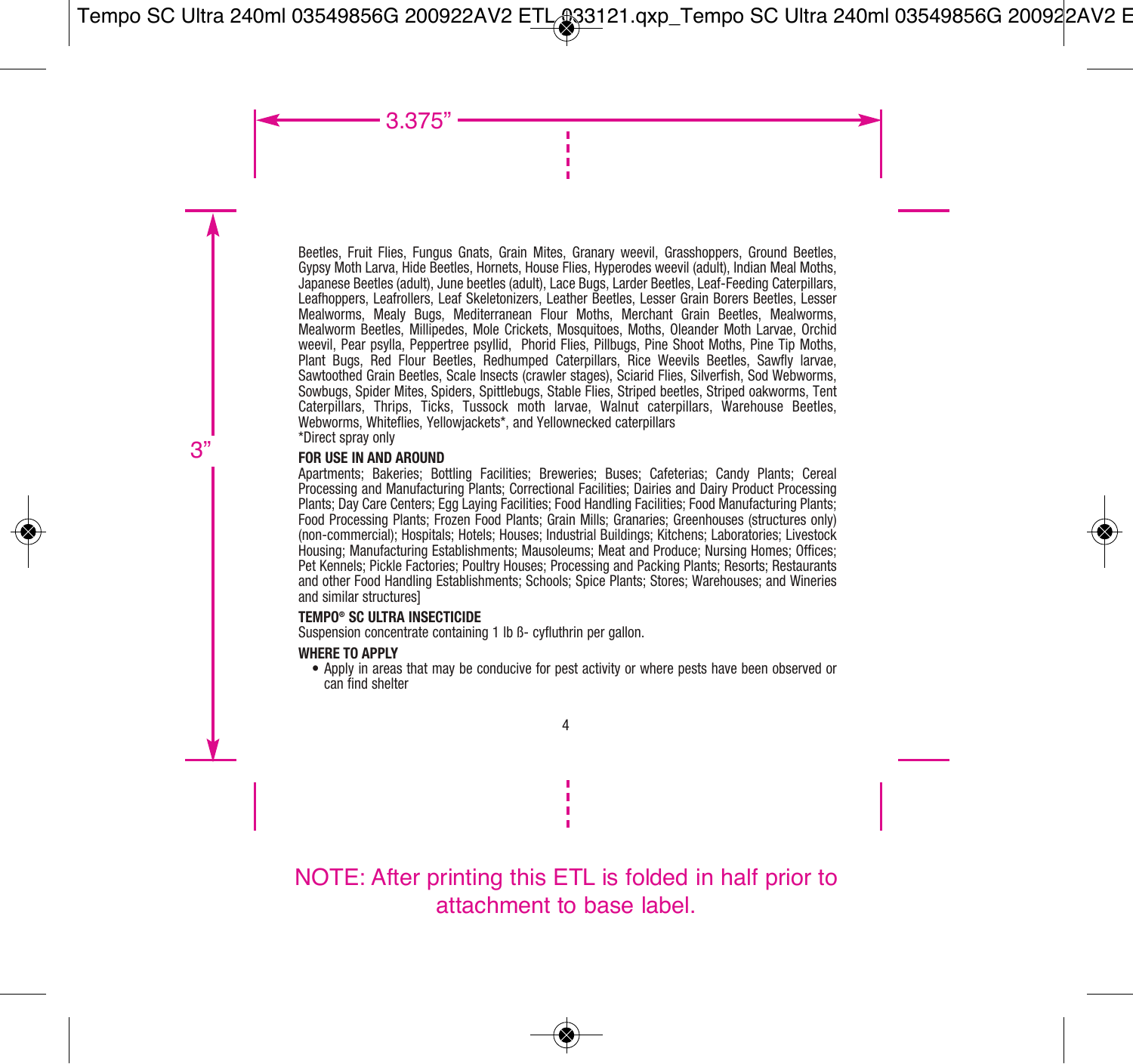Beetles, Fruit Flies, Fungus Gnats, Grain Mites, Granary weevil, Grasshoppers, Ground Beetles, Gypsy Moth Larva, Hide Beetles, Hornets, House Flies, Hyperodes weevil (adult), Indian Meal Moths, Japanese Beetles (adult), June beetles (adult), Lace Bugs, Larder Beetles, Leaf-Feeding Caterpillars, Leafhoppers, Leafrollers, Leaf Skeletonizers, Leather Beetles, Lesser Grain Borers Beetles, Lesser Mealworms, Mealy Bugs, Mediterranean Flour Moths, Merchant Grain Beetles, Mealworms, Mealworm Beetles, Millipedes, Mole Crickets, Mosquitoes, Moths, Oleander Moth Larvae, Orchid weevil, Pear psylla, Peppertree psyllid, Phorid Flies, Pillbugs, Pine Shoot Moths, Pine Tip Moths, Plant Bugs, Red Flour Beetles, Redhumped Caterpillars, Rice Weevils Beetles, Sawfly larvae, Sawtoothed Grain Beetles, Scale Insects (crawler stages), Sciarid Flies, Silverfish, Sod Webworms, Sowbugs, Spider Mites, Spiders, Spittlebugs, Stable Flies, Striped beetles, Striped oakworms, Tent Caterpillars, Thrips, Ticks, Tussock moth larvae, Walnut caterpillars, Warehouse Beetles, Webworms, Whiteflies, Yellowjackets*, and Yellownecked caterpillars

*Direct spray only

**FOR USE IN AND AROUND**

Apartments; Bakeries; Bottling Facilities; Breweries; Buses; Cafeterias; Candy Plants; Cereal Processing and Manufacturing Plants; Correctional Facilities; Dairies and Dairy Product Processing Plants; Day Care Centers; Egg Laying Facilities; Food Handling Facilities; Food Manufacturing Plants; Food Processing Plants; Frozen Food Plants; Grain Mills; Granaries; Greenhouses (structures only) (non-commercial); Hospitals; Hotels; Houses; Industrial Buildings; Kitchens; Laboratories; Livestock Housing; Manufacturing Establishments; Mausoleums; Meat and Produce; Nursing Homes; Offices; Pet Kennels; Pickle Factories; Poultry Houses; Processing and Packing Plants; Resorts; Restaurants and other Food Handling Establishments; Schools; Spice Plants; Stores; Warehouses; and Wineries and similar structures]

**TEMPO® SC ULTRA INSECTICIDE**

Suspension concentrate containing 1 lb ß- cyfluthrin per gallon.

**WHERE TO APPLY**

- Apply in areas that may be conducive for pest activity or where pests have been observed or can find shelter

NOTE: After printing this ETL is folded in half prior to attachment to base label.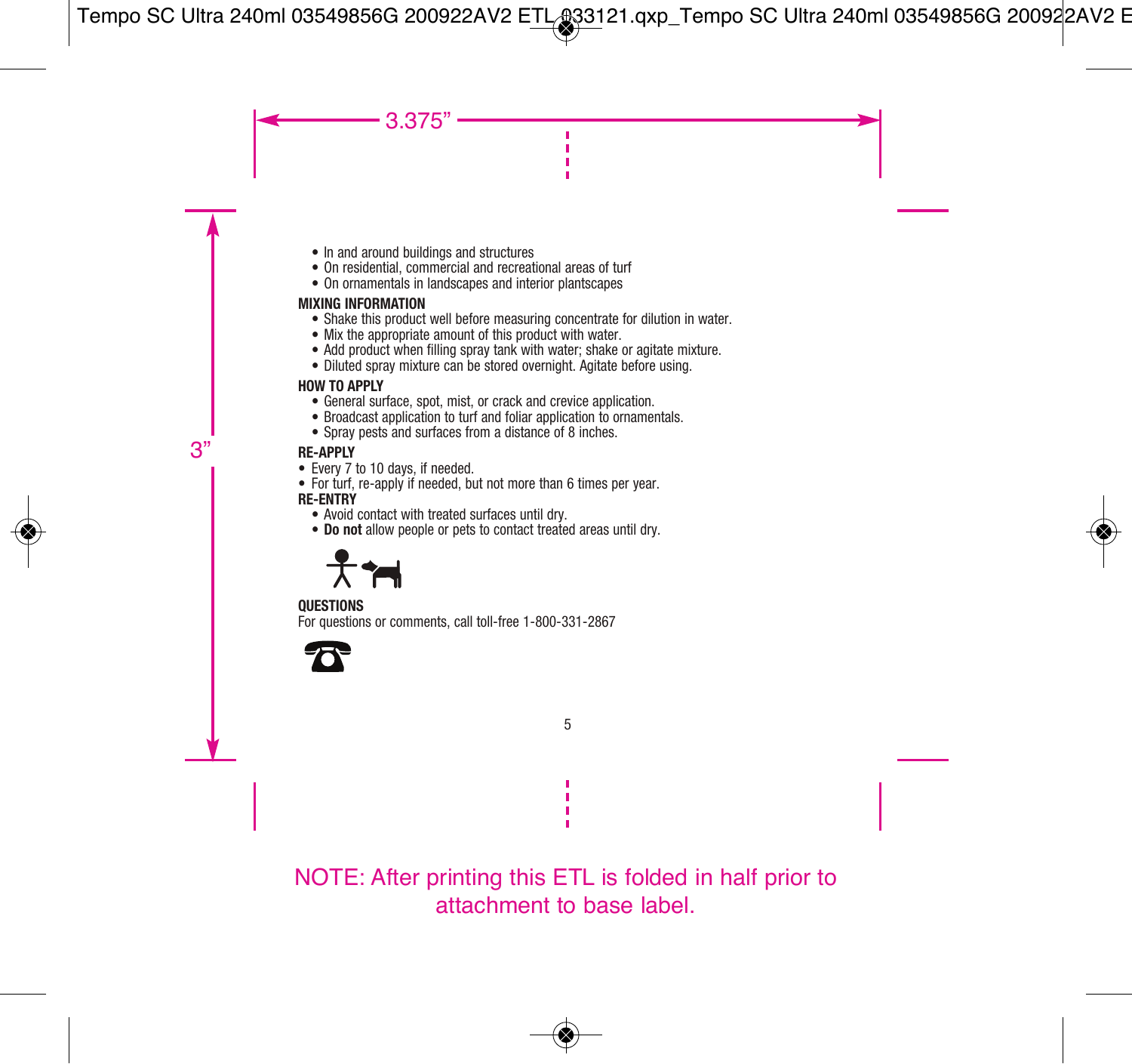- In and around buildings and structures
- On residential, commercial and recreational areas of turf
- On ornamentals in landscapes and interior plantscapes

**MIXING INFORMATION**

- Shake this product well before measuring concentrate for dilution in water.
- Mix the appropriate amount of this product with water.
- Add product when filling spray tank with water; shake or agitate mixture.
- Diluted spray mixture can be stored overnight. Agitate before using.

**HOW TO APPLY**

- General surface, spot, mist, or crack and crevice application.
- Broadcast application to turf and foliar application to ornamentals.
- Spray pests and surfaces from a distance of 8 inches.

**RE-APPLY**

- Every 7 to 10 days, if needed.
- For turf, re-apply if needed, but not more than 6 times per year.

**RE-ENTRY**

- Avoid contact with treated surfaces until dry.
- **Do not** allow people or pets to contact treated areas until dry.

**QUESTIONS**

For questions or comments, call toll-free 1-800-331-2867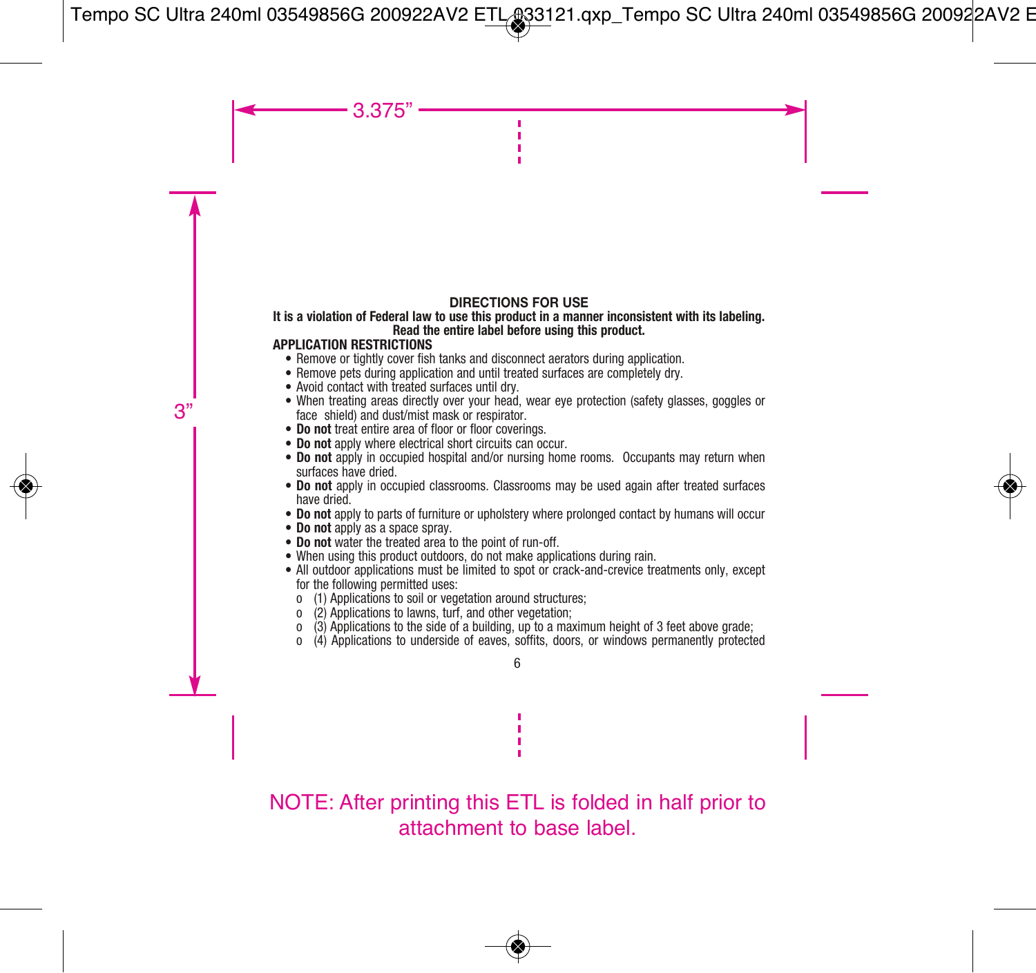## DIRECTIONS FOR USE

**It is a violation of Federal law to use this product in a manner inconsistent with its labeling. Read the entire label before using this product.**

### APPLICATION RESTRICTIONS

- Remove or tightly cover fish tanks and disconnect aerators during application.
- Remove pets during application and until treated surfaces are completely dry.
- Avoid contact with treated surfaces until dry.
- When treating areas directly over your head, wear eye protection (safety glasses, goggles or face shield) and dust/mist mask or respirator.
- **Do not** treat entire area of floor or floor coverings.
- **Do not** apply where electrical short circuits can occur.
- **Do not** apply in occupied hospital and/or nursing home rooms. Occupants may return when surfaces have dried.
- **Do not** apply in occupied classrooms. Classrooms may be used again after treated surfaces have dried.
- **Do not** apply to parts of furniture or upholstery where prolonged contact by humans will occur
- **Do not** apply as a space spray.
- **Do not** water the treated area to the point of run-off.
- When using this product outdoors, do not make applications during rain.
- All outdoor applications must be limited to spot or crack-and-crevice treatments only, except for the following permitted uses:
  - (1) Applications to soil or vegetation around structures;
  - (2) Applications to lawns, turf, and other vegetation;
  - (3) Applications to the side of a building, up to a maximum height of 3 feet above grade;
  - (4) Applications to underside of eaves, soffits, doors, or windows permanently protected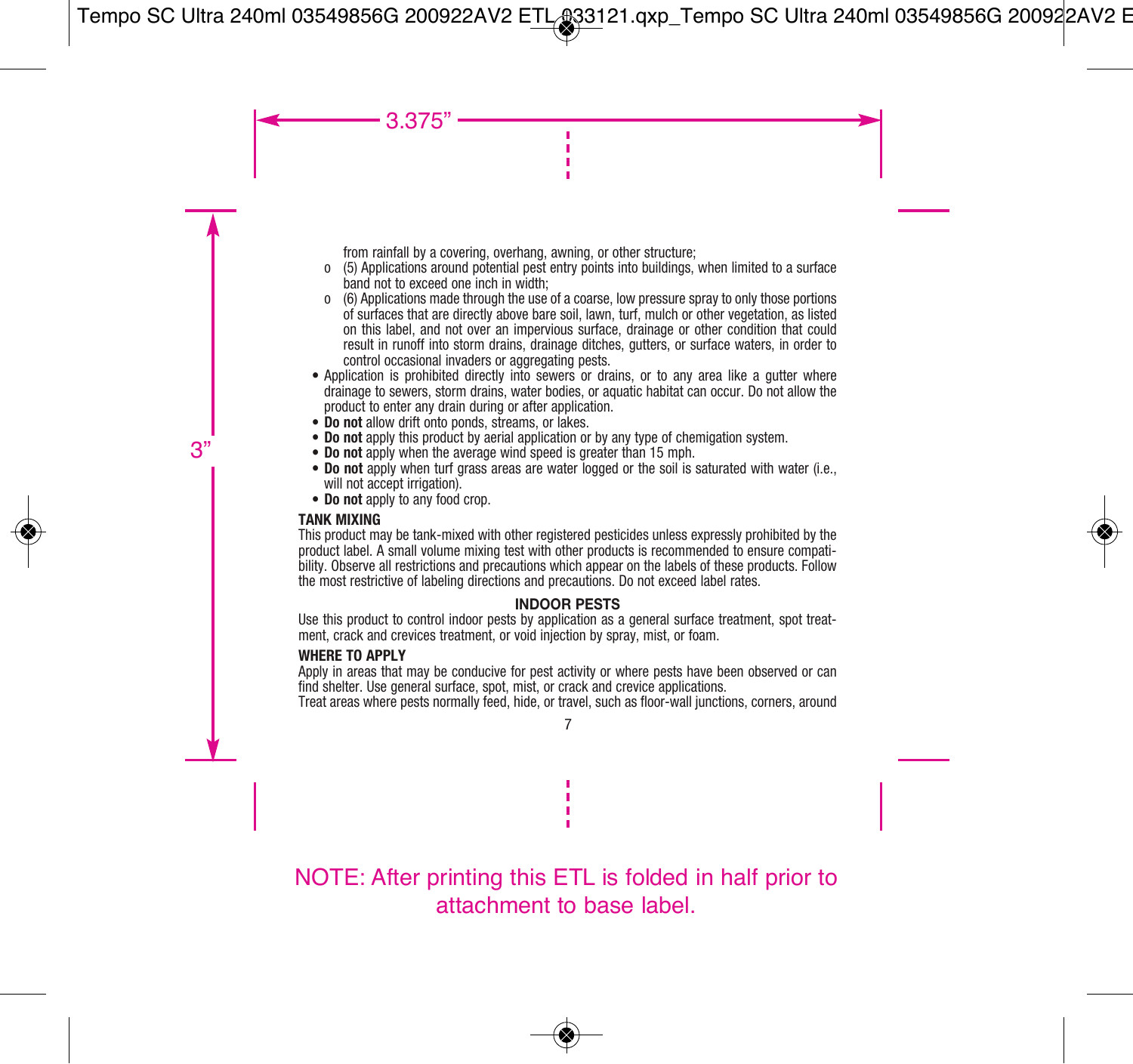from rainfall by a covering, overhang, awning, or other structure;

- (5) Applications around potential pest entry points into buildings, when limited to a surface band not to exceed one inch in width;
- (6) Applications made through the use of a coarse, low pressure spray to only those portions of surfaces that are directly above bare soil, lawn, turf, mulch or other vegetation, as listed on this label, and not over an impervious surface, drainage or other condition that could result in runoff into storm drains, drainage ditches, gutters, or surface waters, in order to control occasional invaders or aggregating pests.

- Application is prohibited directly into sewers or drains, or to any area like a gutter where drainage to sewers, storm drains, water bodies, or aquatic habitat can occur. Do not allow the product to enter any drain during or after application.
- **Do not** allow drift onto ponds, streams, or lakes.
- **Do not** apply this product by aerial application or by any type of chemigation system.
- **Do not** apply when the average wind speed is greater than 15 mph.
- **Do not** apply when turf grass areas are water logged or the soil is saturated with water (i.e., will not accept irrigation).
- **Do not** apply to any food crop.

**TANK MIXING**

This product may be tank-mixed with other registered pesticides unless expressly prohibited by the product label. A small volume mixing test with other products is recommended to ensure compatibility. Observe all restrictions and precautions which appear on the labels of these products. Follow the most restrictive of labeling directions and precautions. Do not exceed label rates.

## INDOOR PESTS

Use this product to control indoor pests by application as a general surface treatment, spot treatment, crack and crevices treatment, or void injection by spray, mist, or foam.

**WHERE TO APPLY**

Apply in areas that may be conducive for pest activity or where pests have been observed or can find shelter. Use general surface, spot, mist, or crack and crevice applications.

Treat areas where pests normally feed, hide, or travel, such as floor-wall junctions, corners, around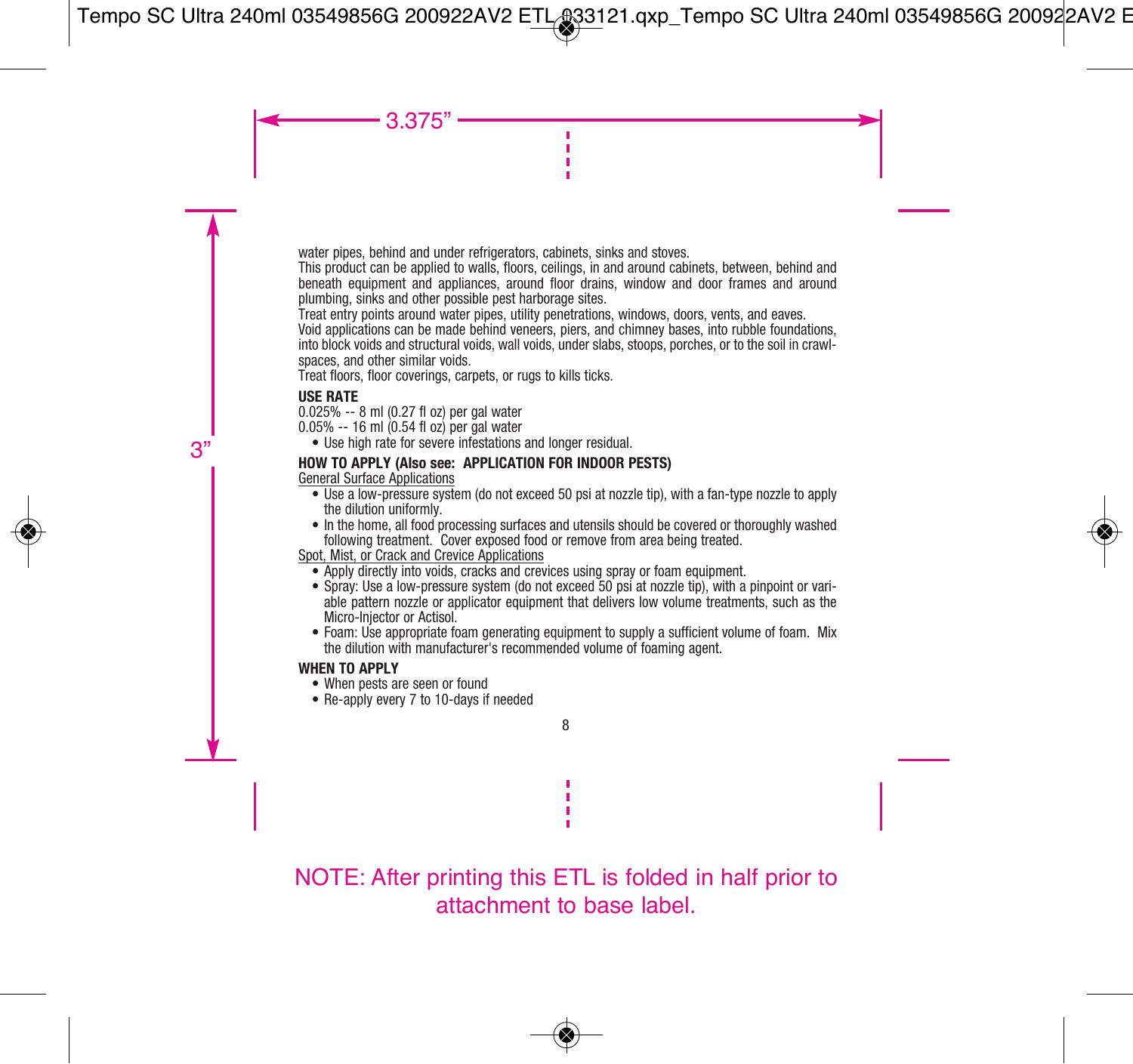water pipes, behind and under refrigerators, cabinets, sinks and stoves.

This product can be applied to walls, floors, ceilings, in and around cabinets, between, behind and beneath equipment and appliances, around floor drains, window and door frames and around plumbing, sinks and other possible pest harborage sites.

Treat entry points around water pipes, utility penetrations, windows, doors, vents, and eaves.

Void applications can be made behind veneers, piers, and chimney bases, into rubble foundations, into block voids and structural voids, wall voids, under slabs, stoops, porches, or to the soil in crawl-spaces, and other similar voids.

Treat floors, floor coverings, carpets, or rugs to kills ticks.

**USE RATE**

0.025% -- 8 ml (0.27 fl oz) per gal water

0.05% -- 16 ml (0.54 fl oz) per gal water

- Use high rate for severe infestations and longer residual.

**HOW TO APPLY (Also see: APPLICATION FOR INDOOR PESTS)**

General Surface Applications

- Use a low-pressure system (do not exceed 50 psi at nozzle tip), with a fan-type nozzle to apply the dilution uniformly.
- In the home, all food processing surfaces and utensils should be covered or thoroughly washed following treatment. Cover exposed food or remove from area being treated.

Spot, Mist, or Crack and Crevice Applications

- Apply directly into voids, cracks and crevices using spray or foam equipment.
- Spray: Use a low-pressure system (do not exceed 50 psi at nozzle tip), with a pinpoint or variable pattern nozzle or applicator equipment that delivers low volume treatments, such as the Micro-Injector or Actisol.
- Foam: Use appropriate foam generating equipment to supply a sufficient volume of foam. Mix the dilution with manufacturer's recommended volume of foaming agent.

**WHEN TO APPLY**

- When pests are seen or found
- Re-apply every 7 to 10-days if needed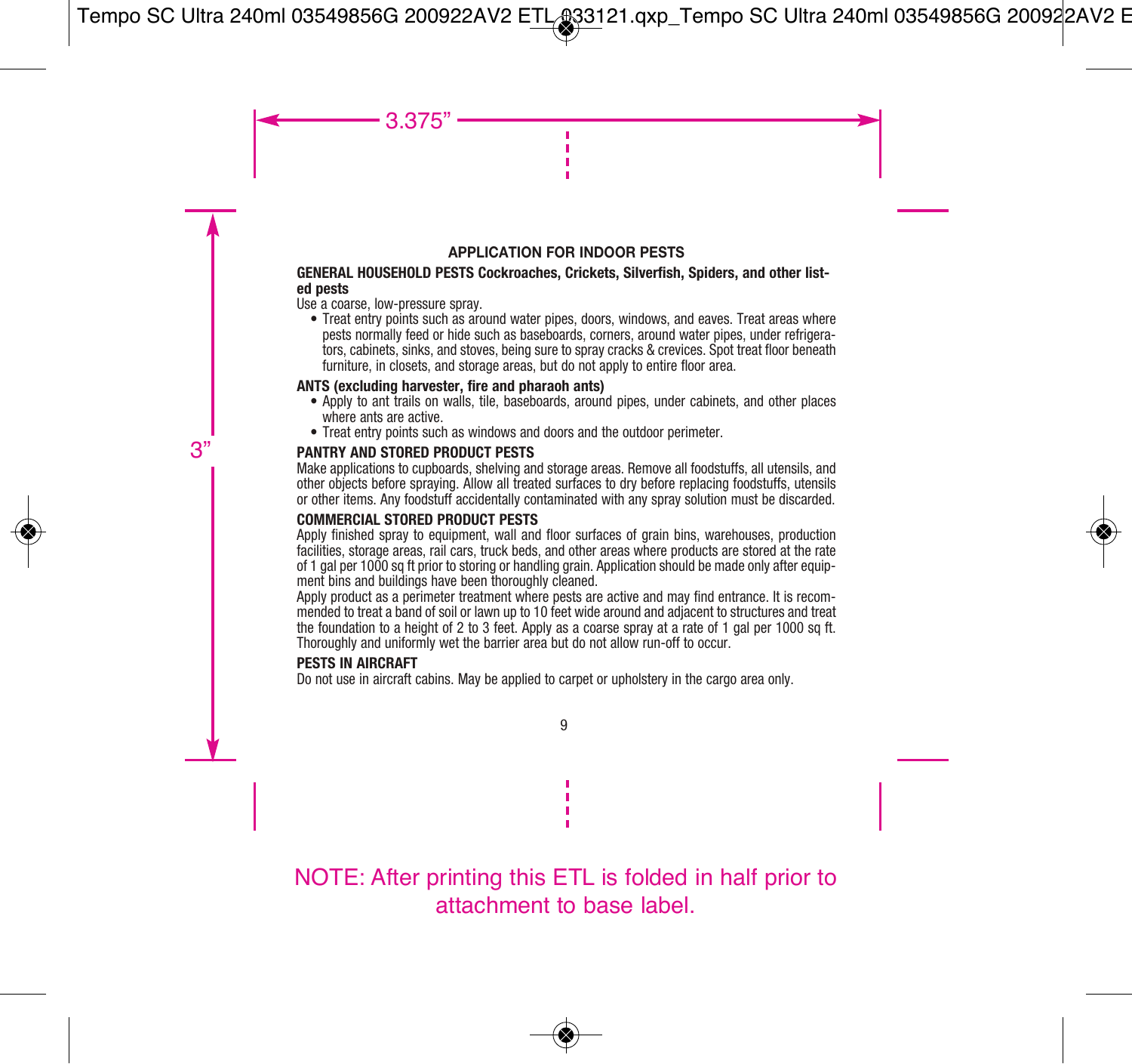## APPLICATION FOR INDOOR PESTS

**GENERAL HOUSEHOLD PESTS Cockroaches, Crickets, Silverfish, Spiders, and other listed pests**

Use a coarse, low-pressure spray.

- Treat entry points such as around water pipes, doors, windows, and eaves. Treat areas where pests normally feed or hide such as baseboards, corners, around water pipes, under refrigerators, cabinets, sinks, and stoves, being sure to spray cracks & crevices. Spot treat floor beneath furniture, in closets, and storage areas, but do not apply to entire floor area.

**ANTS (excluding harvester, fire and pharaoh ants)**

- Apply to ant trails on walls, tile, baseboards, around pipes, under cabinets, and other places where ants are active.
- Treat entry points such as windows and doors and the outdoor perimeter.

**PANTRY AND STORED PRODUCT PESTS**

Make applications to cupboards, shelving and storage areas. Remove all foodstuffs, all utensils, and other objects before spraying. Allow all treated surfaces to dry before replacing foodstuffs, utensils or other items. Any foodstuff accidentally contaminated with any spray solution must be discarded.

**COMMERCIAL STORED PRODUCT PESTS**

Apply finished spray to equipment, wall and floor surfaces of grain bins, warehouses, production facilities, storage areas, rail cars, truck beds, and other areas where products are stored at the rate of 1 gal per 1000 sq ft prior to storing or handling grain. Application should be made only after equipment bins and buildings have been thoroughly cleaned.

Apply product as a perimeter treatment where pests are active and may find entrance. It is recommended to treat a band of soil or lawn up to 10 feet wide around and adjacent to structures and treat the foundation to a height of 2 to 3 feet. Apply as a coarse spray at a rate of 1 gal per 1000 sq ft. Thoroughly and uniformly wet the barrier area but do not allow run-off to occur.

**PESTS IN AIRCRAFT**

Do not use in aircraft cabins. May be applied to carpet or upholstery in the cargo area only.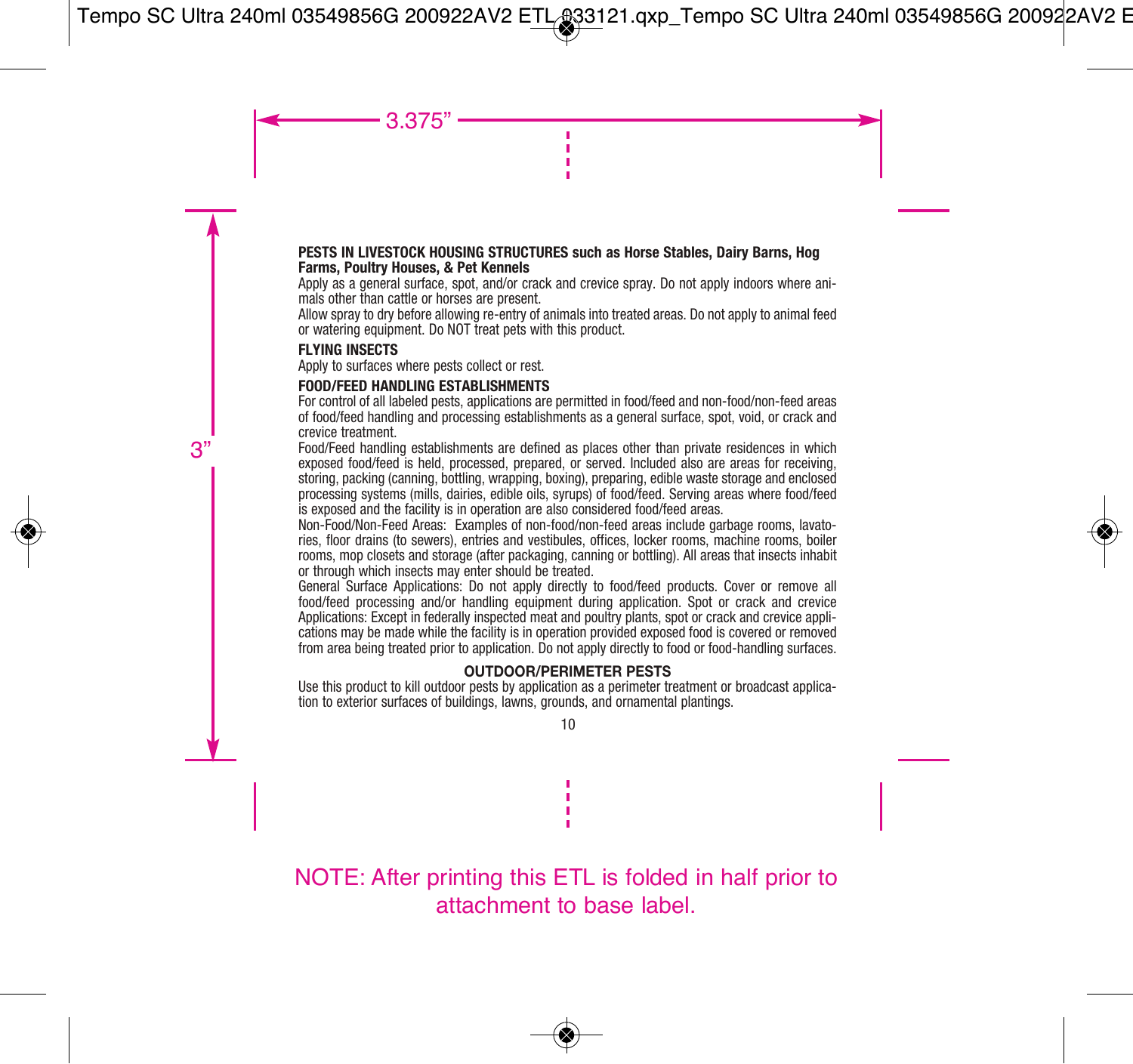**PESTS IN LIVESTOCK HOUSING STRUCTURES such as Horse Stables, Dairy Barns, Hog Farms, Poultry Houses, & Pet Kennels**

Apply as a general surface, spot, and/or crack and crevice spray. Do not apply indoors where animals other than cattle or horses are present.

Allow spray to dry before allowing re-entry of animals into treated areas. Do not apply to animal feed or watering equipment. Do NOT treat pets with this product.

**FLYING INSECTS**

Apply to surfaces where pests collect or rest.

**FOOD/FEED HANDLING ESTABLISHMENTS**

For control of all labeled pests, applications are permitted in food/feed and non-food/non-feed areas of food/feed handling and processing establishments as a general surface, spot, void, or crack and crevice treatment.

Food/Feed handling establishments are defined as places other than private residences in which exposed food/feed is held, processed, prepared, or served. Included also are areas for receiving, storing, packing (canning, bottling, wrapping, boxing), preparing, edible waste storage and enclosed processing systems (mills, dairies, edible oils, syrups) of food/feed. Serving areas where food/feed is exposed and the facility is in operation are also considered food/feed areas.

Non-Food/Non-Feed Areas: Examples of non-food/non-feed areas include garbage rooms, lavatories, floor drains (to sewers), entries and vestibules, offices, locker rooms, machine rooms, boiler rooms, mop closets and storage (after packaging, canning or bottling). All areas that insects inhabit or through which insects may enter should be treated.

General Surface Applications: Do not apply directly to food/feed products. Cover or remove all food/feed processing and/or handling equipment during application. Spot or crack and crevice Applications: Except in federally inspected meat and poultry plants, spot or crack and crevice applications may be made while the facility is in operation provided exposed food is covered or removed from area being treated prior to application. Do not apply directly to food or food-handling surfaces.

**OUTDOOR/PERIMETER PESTS**

Use this product to kill outdoor pests by application as a perimeter treatment or broadcast application to exterior surfaces of buildings, lawns, grounds, and ornamental plantings.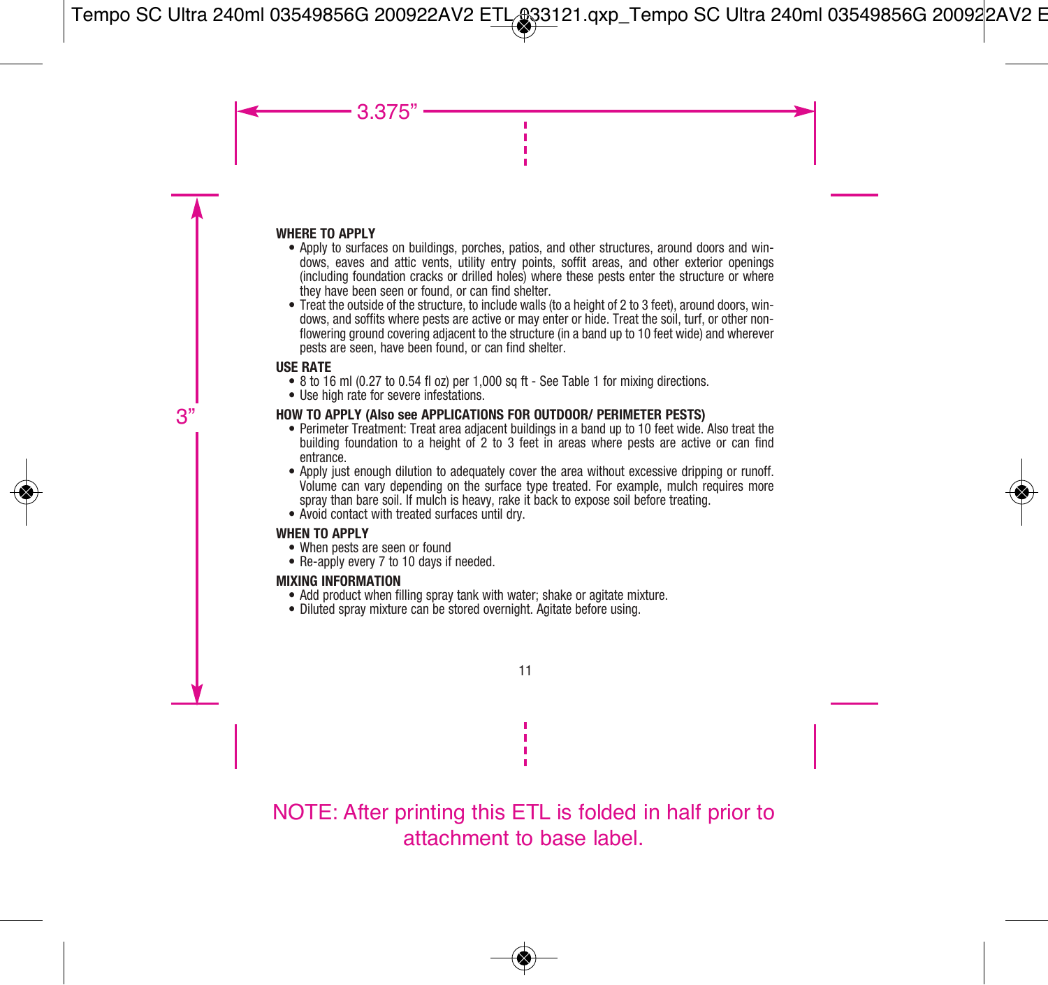## WHERE TO APPLY

- Apply to surfaces on buildings, porches, patios, and other structures, around doors and windows, eaves and attic vents, utility entry points, soffit areas, and other exterior openings (including foundation cracks or drilled holes) where these pests enter the structure or where they have been seen or found, or can find shelter.
- Treat the outside of the structure, to include walls (to a height of 2 to 3 feet), around doors, windows, and soffits where pests are active or may enter or hide. Treat the soil, turf, or other non-flowering ground covering adjacent to the structure (in a band up to 10 feet wide) and wherever pests are seen, have been found, or can find shelter.

## USE RATE

- 8 to 16 ml (0.27 to 0.54 fl oz) per 1,000 sq ft - See Table 1 for mixing directions.
- Use high rate for severe infestations.

## HOW TO APPLY (Also see APPLICATIONS FOR OUTDOOR/ PERIMETER PESTS)

- Perimeter Treatment: Treat area adjacent buildings in a band up to 10 feet wide. Also treat the building foundation to a height of 2 to 3 feet in areas where pests are active or can find entrance.
- Apply just enough dilution to adequately cover the area without excessive dripping or runoff. Volume can vary depending on the surface type treated. For example, mulch requires more spray than bare soil. If mulch is heavy, rake it back to expose soil before treating.
- Avoid contact with treated surfaces until dry.

## WHEN TO APPLY

- When pests are seen or found
- Re-apply every 7 to 10 days if needed.

## MIXING INFORMATION

- Add product when filling spray tank with water; shake or agitate mixture.
- Diluted spray mixture can be stored overnight. Agitate before using.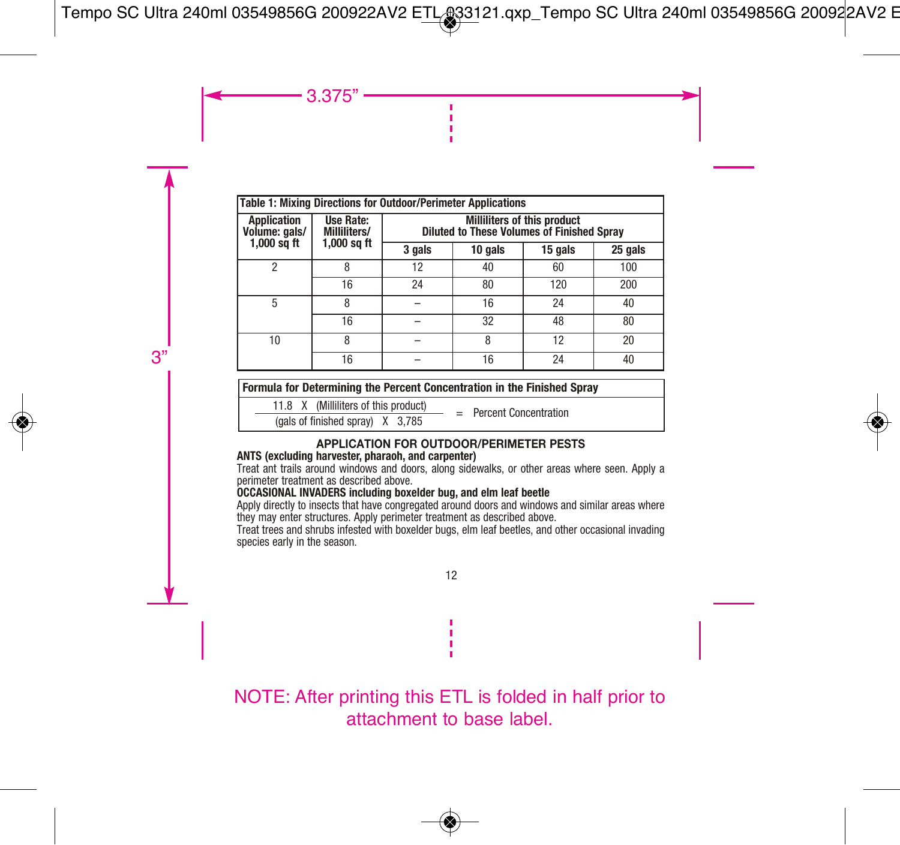| Table 1: Mixing Directions for Outdoor/Perimeter Applications | | | | | |
|---|---|---|---|---|---|
| Application Volume: gals/ 1,000 sq ft | Use Rate: Milliliters/ 1,000 sq ft | Milliliters of this product Diluted to These Volumes of Finished Spray | | | |
| | | 3 gals | 10 gals | 15 gals | 25 gals |
| 2 | 8 | 12 | 40 | 60 | 100 |
| | 16 | 24 | 80 | 120 | 200 |
| 5 | 8 | – | 16 | 24 | 40 |
| | 16 | – | 32 | 48 | 80 |
| 10 | 8 | – | 8 | 12 | 20 |
| | 16 | – | 16 | 24 | 40 |

**Formula for Determining the Percent Concentration in the Finished Spray**

$$\frac{11.8 \times \text{(Milliliters of this product)}}{\text{(gals of finished spray)} \times 3{,}785} = \text{Percent Concentration}$$

**APPLICATION FOR OUTDOOR/PERIMETER PESTS**

**ANTS (excluding harvester, pharaoh, and carpenter)**

Treat ant trails around windows and doors, along sidewalks, or other areas where seen. Apply a perimeter treatment as described above.

**OCCASIONAL INVADERS including boxelder bug, and elm leaf beetle**

Apply directly to insects that have congregated around doors and windows and similar areas where they may enter structures. Apply perimeter treatment as described above.

Treat trees and shrubs infested with boxelder bugs, elm leaf beetles, and other occasional invading species early in the season.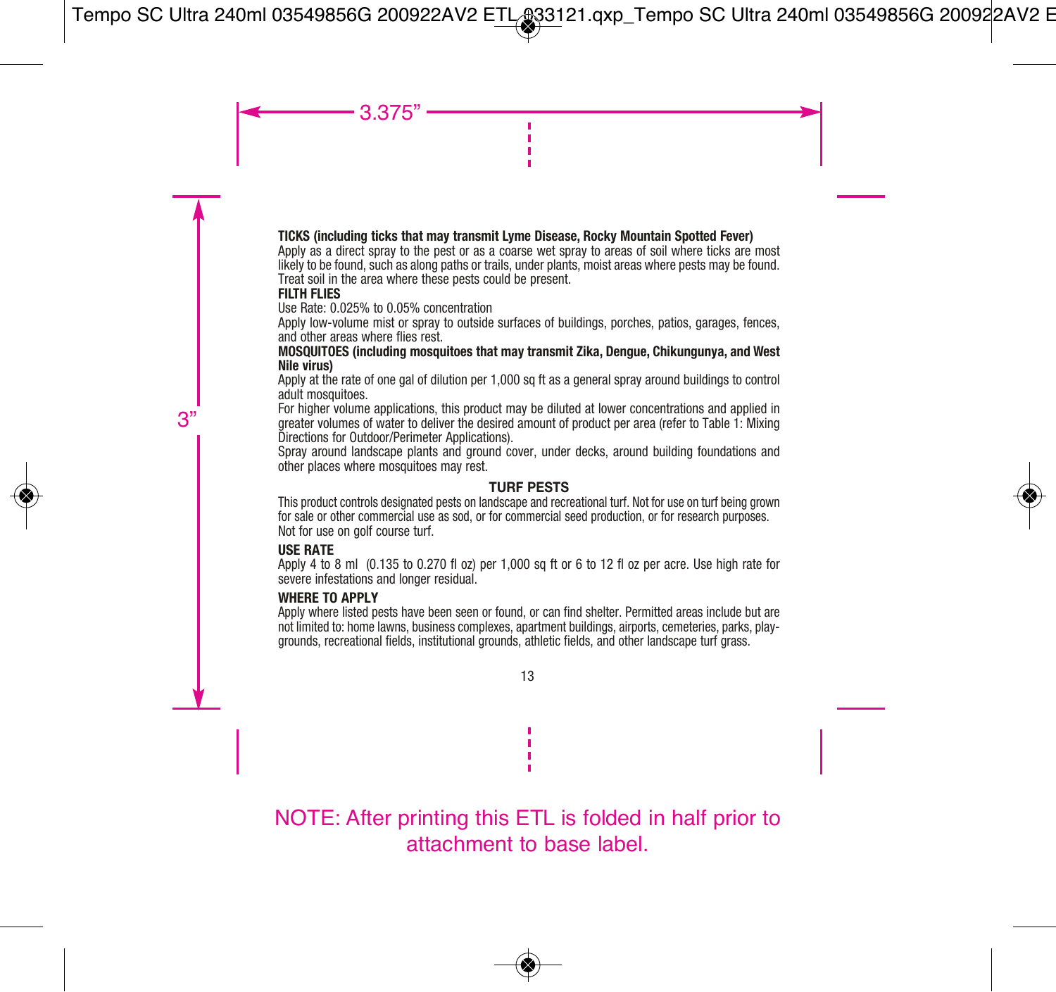**TICKS (including ticks that may transmit Lyme Disease, Rocky Mountain Spotted Fever)**
Apply as a direct spray to the pest or as a coarse wet spray to areas of soil where ticks are most likely to be found, such as along paths or trails, under plants, moist areas where pests may be found. Treat soil in the area where these pests could be present.

**FILTH FLIES**
Use Rate: 0.025% to 0.05% concentration
Apply low-volume mist or spray to outside surfaces of buildings, porches, patios, garages, fences, and other areas where flies rest.

**MOSQUITOES (including mosquitoes that may transmit Zika, Dengue, Chikungunya, and West Nile virus)**
Apply at the rate of one gal of dilution per 1,000 sq ft as a general spray around buildings to control adult mosquitoes.
For higher volume applications, this product may be diluted at lower concentrations and applied in greater volumes of water to deliver the desired amount of product per area (refer to Table 1: Mixing Directions for Outdoor/Perimeter Applications).
Spray around landscape plants and ground cover, under decks, around building foundations and other places where mosquitoes may rest.

## TURF PESTS

This product controls designated pests on landscape and recreational turf. Not for use on turf being grown for sale or other commercial use as sod, or for commercial seed production, or for research purposes. Not for use on golf course turf.

**USE RATE**
Apply 4 to 8 ml (0.135 to 0.270 fl oz) per 1,000 sq ft or 6 to 12 fl oz per acre. Use high rate for severe infestations and longer residual.

**WHERE TO APPLY**
Apply where listed pests have been seen or found, or can find shelter. Permitted areas include but are not limited to: home lawns, business complexes, apartment buildings, airports, cemeteries, parks, playgrounds, recreational fields, institutional grounds, athletic fields, and other landscape turf grass.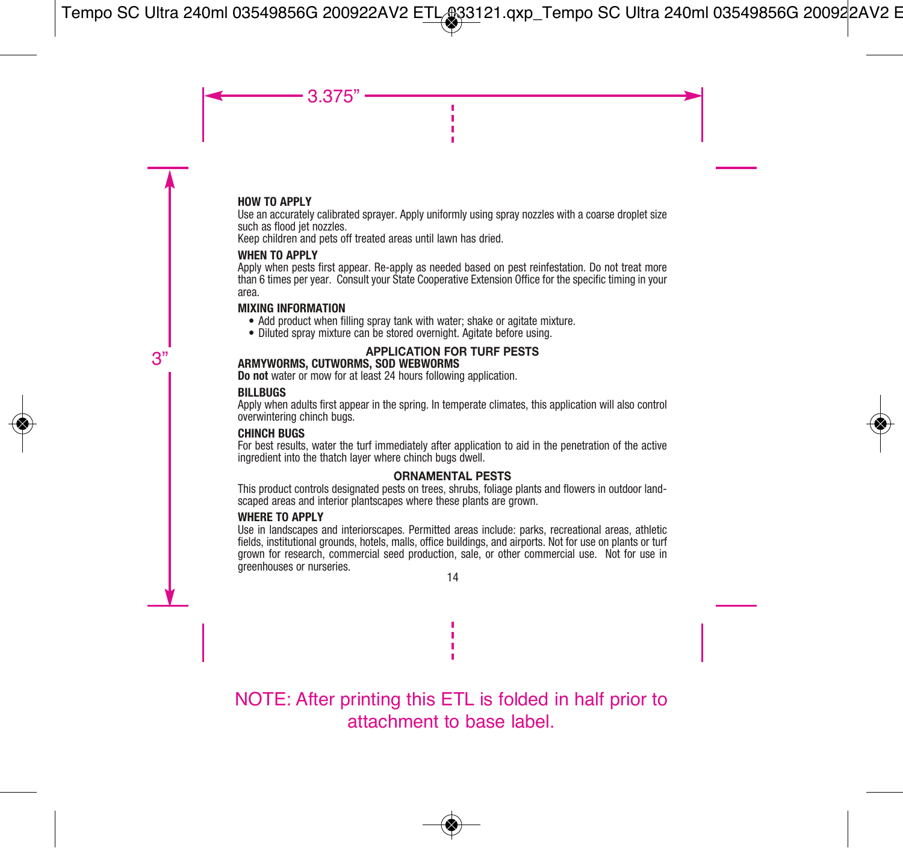**HOW TO APPLY**

Use an accurately calibrated sprayer. Apply uniformly using spray nozzles with a coarse droplet size such as flood jet nozzles.

Keep children and pets off treated areas until lawn has dried.

**WHEN TO APPLY**

Apply when pests first appear. Re-apply as needed based on pest reinfestation. Do not treat more than 6 times per year. Consult your State Cooperative Extension Office for the specific timing in your area.

**MIXING INFORMATION**

- Add product when filling spray tank with water; shake or agitate mixture.
- Diluted spray mixture can be stored overnight. Agitate before using.

## APPLICATION FOR TURF PESTS

**ARMYWORMS, CUTWORMS, SOD WEBWORMS**

**Do not** water or mow for at least 24 hours following application.

**BILLBUGS**

Apply when adults first appear in the spring. In temperate climates, this application will also control overwintering chinch bugs.

**CHINCH BUGS**

For best results, water the turf immediately after application to aid in the penetration of the active ingredient into the thatch layer where chinch bugs dwell.

## ORNAMENTAL PESTS

This product controls designated pests on trees, shrubs, foliage plants and flowers in outdoor landscaped areas and interior plantscapes where these plants are grown.

**WHERE TO APPLY**

Use in landscapes and interiorscapes. Permitted areas include: parks, recreational areas, athletic fields, institutional grounds, hotels, malls, office buildings, and airports. Not for use on plants or turf grown for research, commercial seed production, sale, or other commercial use. Not for use in greenhouses or nurseries.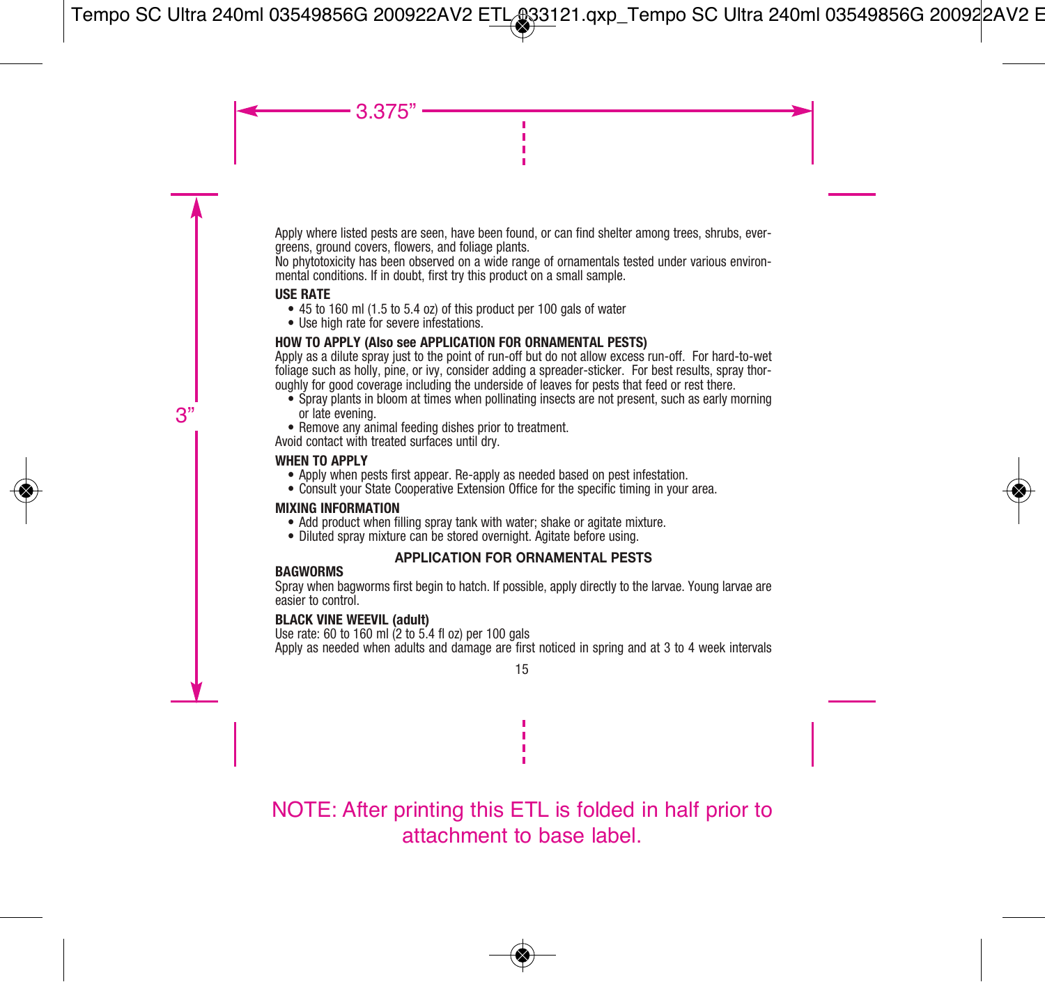Apply where listed pests are seen, have been found, or can find shelter among trees, shrubs, evergreens, ground covers, flowers, and foliage plants.

No phytotoxicity has been observed on a wide range of ornamentals tested under various environmental conditions. If in doubt, first try this product on a small sample.

**USE RATE**

- 45 to 160 ml (1.5 to 5.4 oz) of this product per 100 gals of water
- Use high rate for severe infestations.

**HOW TO APPLY (Also see APPLICATION FOR ORNAMENTAL PESTS)**

Apply as a dilute spray just to the point of run-off but do not allow excess run-off. For hard-to-wet foliage such as holly, pine, or ivy, consider adding a spreader-sticker. For best results, spray thoroughly for good coverage including the underside of leaves for pests that feed or rest there.

- Spray plants in bloom at times when pollinating insects are not present, such as early morning or late evening.
- Remove any animal feeding dishes prior to treatment.

Avoid contact with treated surfaces until dry.

**WHEN TO APPLY**

- Apply when pests first appear. Re-apply as needed based on pest infestation.
- Consult your State Cooperative Extension Office for the specific timing in your area.

**MIXING INFORMATION**

- Add product when filling spray tank with water; shake or agitate mixture.
- Diluted spray mixture can be stored overnight. Agitate before using.

## APPLICATION FOR ORNAMENTAL PESTS

**BAGWORMS**

Spray when bagworms first begin to hatch. If possible, apply directly to the larvae. Young larvae are easier to control.

**BLACK VINE WEEVIL (adult)**

Use rate: 60 to 160 ml (2 to 5.4 fl oz) per 100 gals

Apply as needed when adults and damage are first noticed in spring and at 3 to 4 week intervals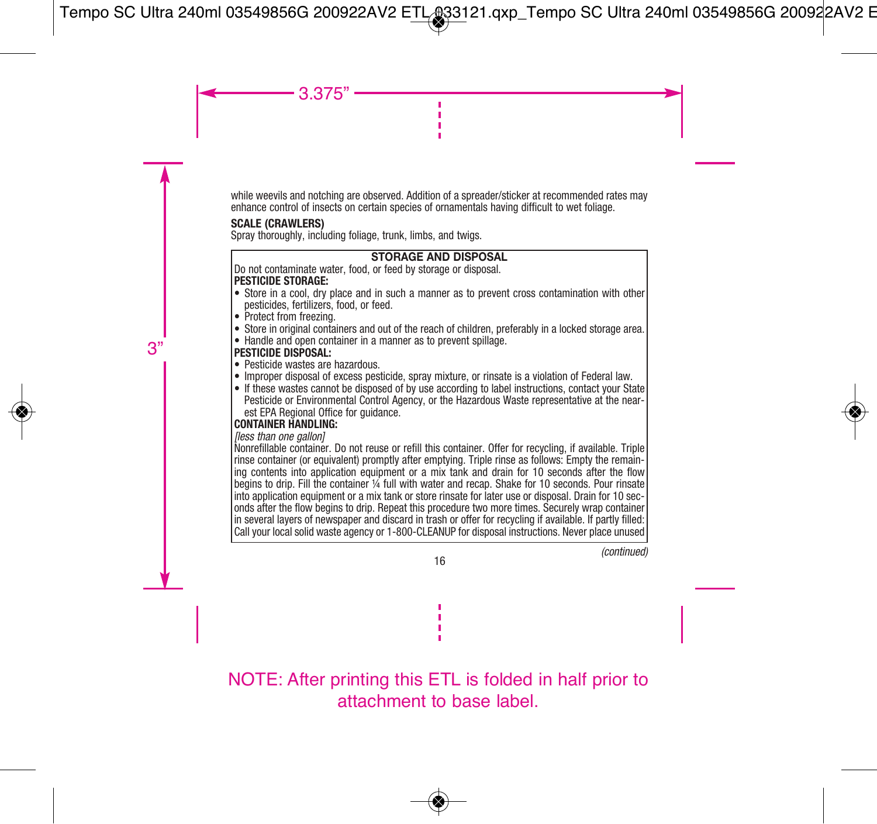while weevils and notching are observed. Addition of a spreader/sticker at recommended rates may enhance control of insects on certain species of ornamentals having difficult to wet foliage.

**SCALE (CRAWLERS)**
Spray thoroughly, including foliage, trunk, limbs, and twigs.

## STORAGE AND DISPOSAL

Do not contaminate water, food, or feed by storage or disposal.

**PESTICIDE STORAGE:**

- Store in a cool, dry place and in such a manner as to prevent cross contamination with other pesticides, fertilizers, food, or feed.
- Protect from freezing.
- Store in original containers and out of the reach of children, preferably in a locked storage area.
- Handle and open container in a manner as to prevent spillage.

**PESTICIDE DISPOSAL:**

- Pesticide wastes are hazardous.
- Improper disposal of excess pesticide, spray mixture, or rinsate is a violation of Federal law.
- If these wastes cannot be disposed of by use according to label instructions, contact your State Pesticide or Environmental Control Agency, or the Hazardous Waste representative at the nearest EPA Regional Office for guidance.

**CONTAINER HANDLING:**

*[less than one gallon]*
Nonrefillable container. Do not reuse or refill this container. Offer for recycling, if available. Triple rinse container (or equivalent) promptly after emptying. Triple rinse as follows: Empty the remaining contents into application equipment or a mix tank and drain for 10 seconds after the flow begins to drip. Fill the container ¼ full with water and recap. Shake for 10 seconds. Pour rinsate into application equipment or a mix tank or store rinsate for later use or disposal. Drain for 10 seconds after the flow begins to drip. Repeat this procedure two more times. Securely wrap container in several layers of newspaper and discard in trash or offer for recycling if available. If partly filled: Call your local solid waste agency or 1-800-CLEANUP for disposal instructions. Never place unused

*(continued)*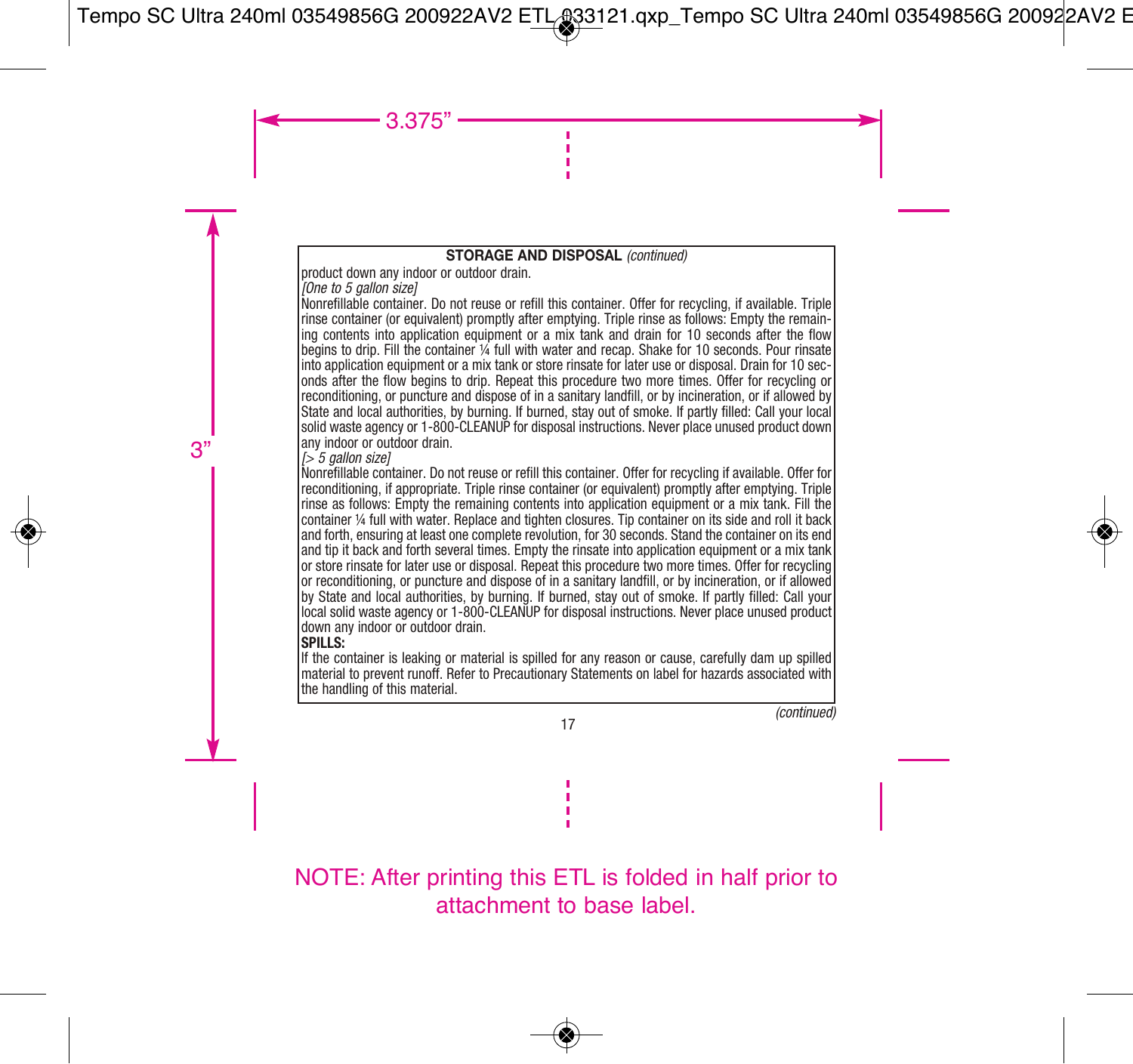**STORAGE AND DISPOSAL** *(continued)*

product down any indoor or outdoor drain.

*[One to 5 gallon size]*

Nonrefillable container. Do not reuse or refill this container. Offer for recycling, if available. Triple rinse container (or equivalent) promptly after emptying. Triple rinse as follows: Empty the remaining contents into application equipment or a mix tank and drain for 10 seconds after the flow begins to drip. Fill the container ¼ full with water and recap. Shake for 10 seconds. Pour rinsate into application equipment or a mix tank or store rinsate for later use or disposal. Drain for 10 seconds after the flow begins to drip. Repeat this procedure two more times. Offer for recycling or reconditioning, or puncture and dispose of in a sanitary landfill, or by incineration, or if allowed by State and local authorities, by burning. If burned, stay out of smoke. If partly filled: Call your local solid waste agency or 1-800-CLEANUP for disposal instructions. Never place unused product down any indoor or outdoor drain.

*[> 5 gallon size]*

Nonrefillable container. Do not reuse or refill this container. Offer for recycling if available. Offer for reconditioning, if appropriate. Triple rinse container (or equivalent) promptly after emptying. Triple rinse as follows: Empty the remaining contents into application equipment or a mix tank. Fill the container ¼ full with water. Replace and tighten closures. Tip container on its side and roll it back and forth, ensuring at least one complete revolution, for 30 seconds. Stand the container on its end and tip it back and forth several times. Empty the rinsate into application equipment or a mix tank or store rinsate for later use or disposal. Repeat this procedure two more times. Offer for recycling or reconditioning, or puncture and dispose of in a sanitary landfill, or by incineration, or if allowed by State and local authorities, by burning. If burned, stay out of smoke. If partly filled: Call your local solid waste agency or 1-800-CLEANUP for disposal instructions. Never place unused product down any indoor or outdoor drain.

**SPILLS:**

If the container is leaking or material is spilled for any reason or cause, carefully dam up spilled material to prevent runoff. Refer to Precautionary Statements on label for hazards associated with the handling of this material.

*(continued)*

NOTE: After printing this ETL is folded in half prior to attachment to base label.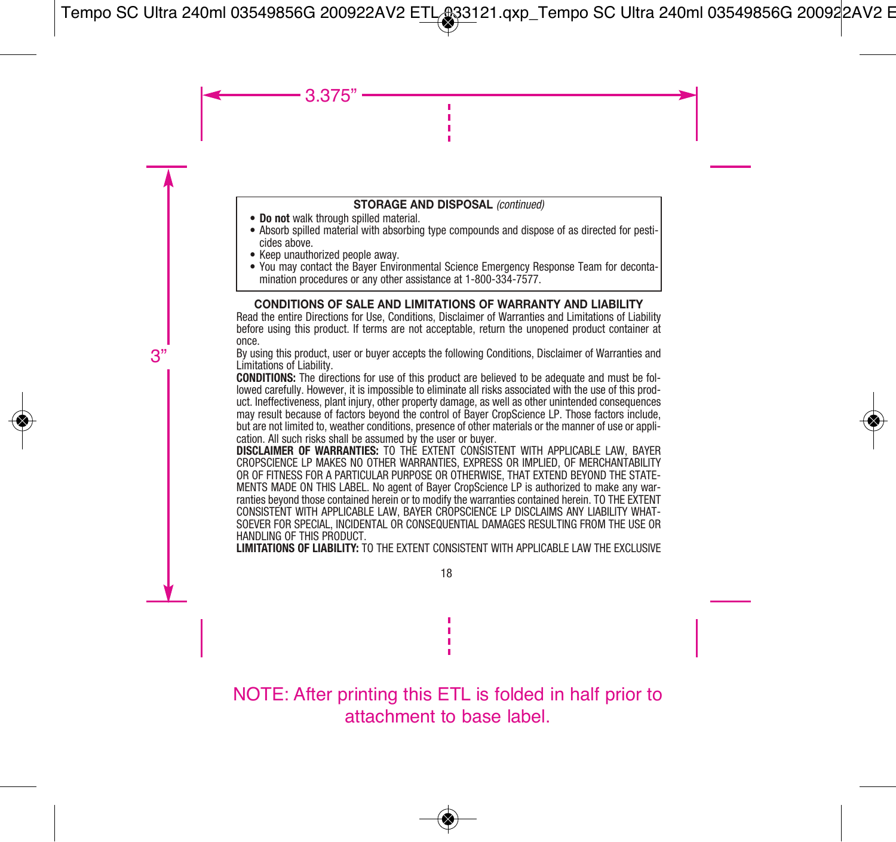## STORAGE AND DISPOSAL *(continued)*

- **Do not** walk through spilled material.
- Absorb spilled material with absorbing type compounds and dispose of as directed for pesticides above.
- Keep unauthorized people away.
- You may contact the Bayer Environmental Science Emergency Response Team for decontamination procedures or any other assistance at 1-800-334-7577.

## CONDITIONS OF SALE AND LIMITATIONS OF WARRANTY AND LIABILITY

Read the entire Directions for Use, Conditions, Disclaimer of Warranties and Limitations of Liability before using this product. If terms are not acceptable, return the unopened product container at once.

By using this product, user or buyer accepts the following Conditions, Disclaimer of Warranties and Limitations of Liability.

**CONDITIONS:** The directions for use of this product are believed to be adequate and must be followed carefully. However, it is impossible to eliminate all risks associated with the use of this product. Ineffectiveness, plant injury, other property damage, as well as other unintended consequences may result because of factors beyond the control of Bayer CropScience LP. Those factors include, but are not limited to, weather conditions, presence of other materials or the manner of use or application. All such risks shall be assumed by the user or buyer.

**DISCLAIMER OF WARRANTIES:** TO THE EXTENT CONSISTENT WITH APPLICABLE LAW, BAYER CROPSCIENCE LP MAKES NO OTHER WARRANTIES, EXPRESS OR IMPLIED, OF MERCHANTABILITY OR OF FITNESS FOR A PARTICULAR PURPOSE OR OTHERWISE, THAT EXTEND BEYOND THE STATEMENTS MADE ON THIS LABEL. No agent of Bayer CropScience LP is authorized to make any warranties beyond those contained herein or to modify the warranties contained herein. TO THE EXTENT CONSISTENT WITH APPLICABLE LAW, BAYER CROPSCIENCE LP DISCLAIMS ANY LIABILITY WHATSOEVER FOR SPECIAL, INCIDENTAL OR CONSEQUENTIAL DAMAGES RESULTING FROM THE USE OR HANDLING OF THIS PRODUCT.

**LIMITATIONS OF LIABILITY:** TO THE EXTENT CONSISTENT WITH APPLICABLE LAW THE EXCLUSIVE

NOTE: After printing this ETL is folded in half prior to attachment to base label.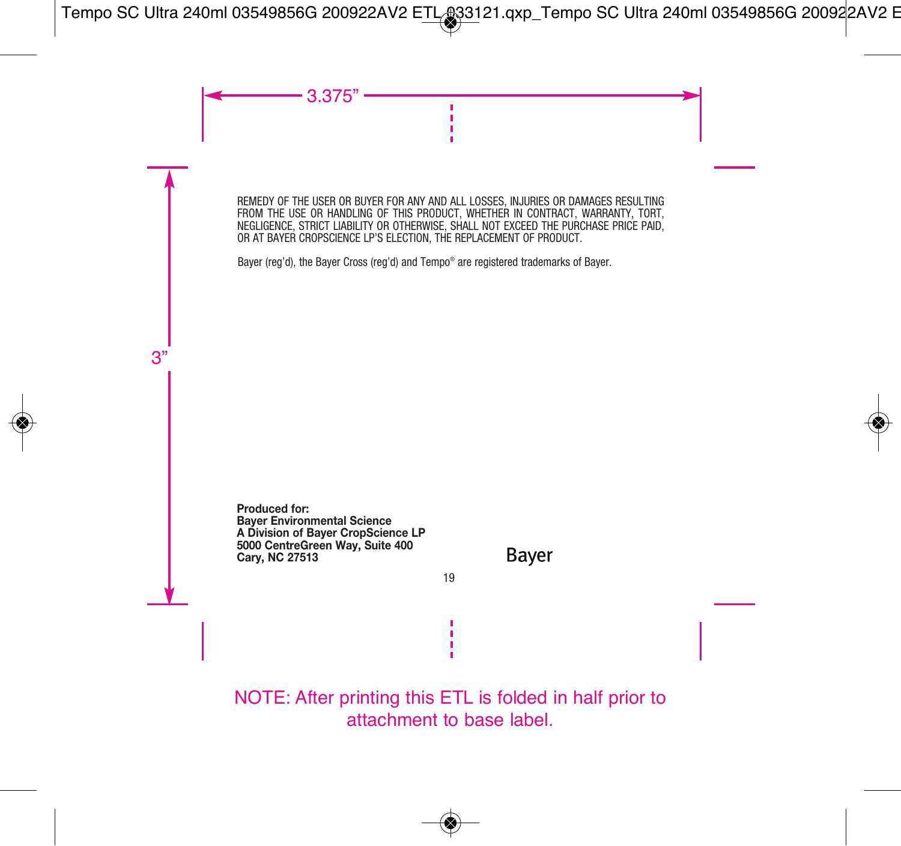REMEDY OF THE USER OR BUYER FOR ANY AND ALL LOSSES, INJURIES OR DAMAGES RESULTING FROM THE USE OR HANDLING OF THIS PRODUCT, WHETHER IN CONTRACT, WARRANTY, TORT, NEGLIGENCE, STRICT LIABILITY OR OTHERWISE, SHALL NOT EXCEED THE PURCHASE PRICE PAID, OR AT BAYER CROPSCIENCE LP'S ELECTION, THE REPLACEMENT OF PRODUCT.

Bayer (reg'd), the Bayer Cross (reg'd) and Tempo® are registered trademarks of Bayer.

**Produced for:**
**Bayer Environmental Science**
**A Division of Bayer CropScience LP**
**5000 CentreGreen Way, Suite 400**
**Cary, NC 27513**

Bayer

NOTE: After printing this ETL is folded in half prior to attachment to base label.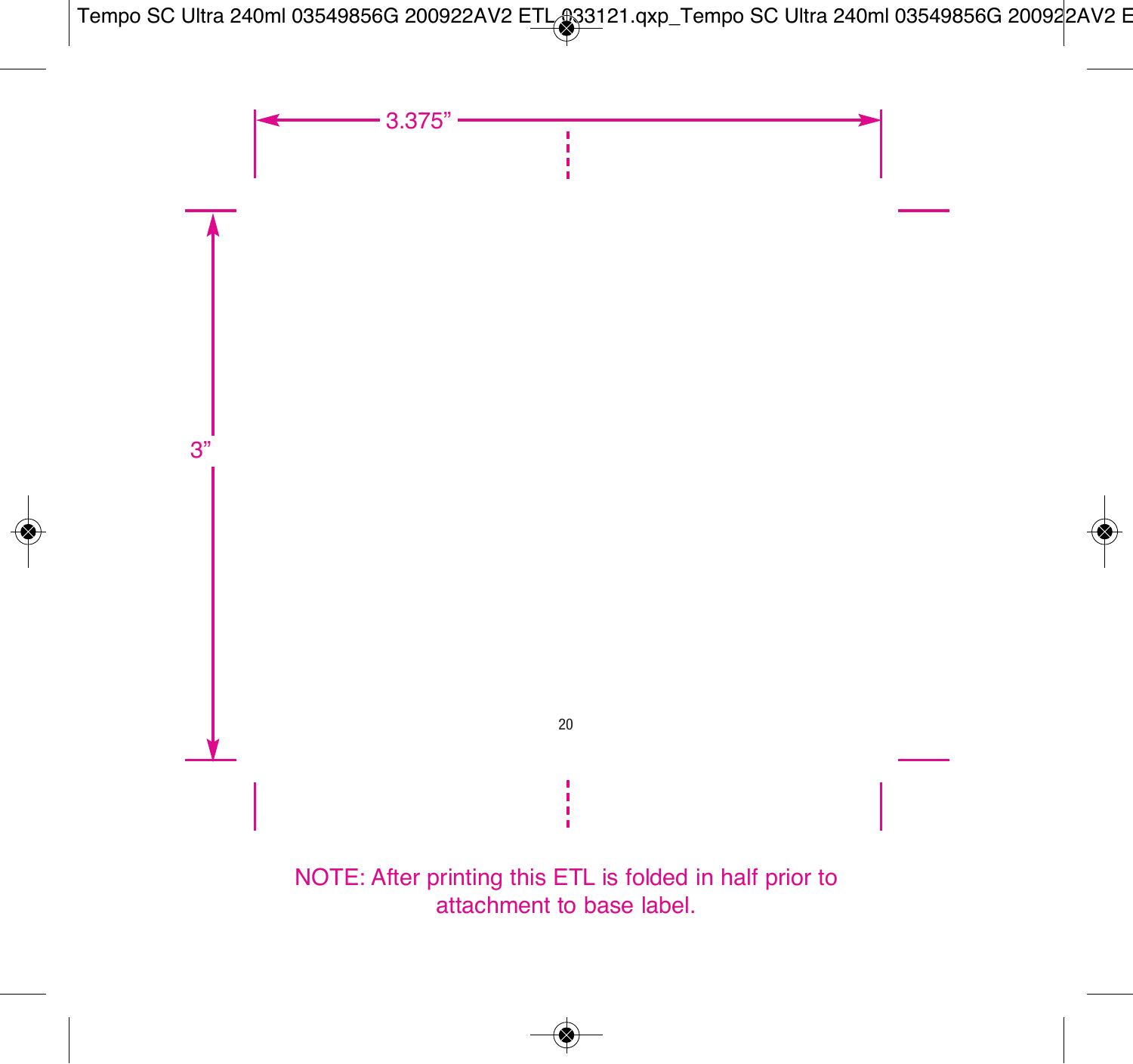3.375”

3”

NOTE: After printing this ETL is folded in half prior to attachment to base label.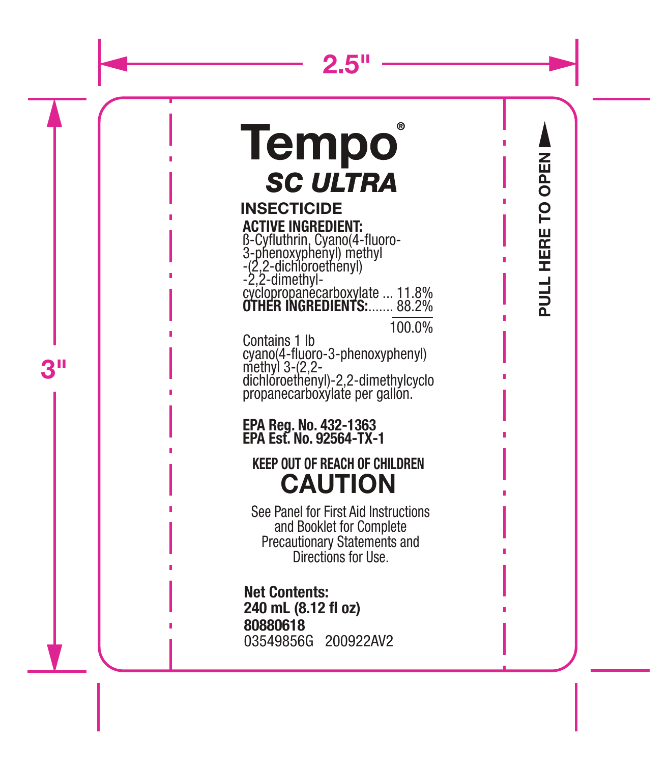2.5"

3"

# Tempo®

## *SC ULTRA*

**INSECTICIDE**

**ACTIVE INGREDIENT:**

ß-Cyfluthrin, Cyano(4-fluoro-3-phenoxyphenyl) methyl -(2,2-dichloroethenyl) -2,2-dimethyl-cyclopropanecarboxylate ... 11.8%

**OTHER INGREDIENTS:**....... 88.2%

100.0%

Contains 1 lb cyano(4-fluoro-3-phenoxyphenyl) methyl 3-(2,2-dichloroethenyl)-2,2-dimethylcyclo propanecarboxylate per gallon.

**EPA Reg. No. 432-1363**
**EPA Est. No. 92564-TX-1**

**KEEP OUT OF REACH OF CHILDREN**

**CAUTION**

See Panel for First Aid Instructions and Booklet for Complete Precautionary Statements and Directions for Use.

**Net Contents:**
**240 mL (8.12 fl oz)**
**80880618**
03549856G 200922AV2

**PULL HERE TO OPEN**